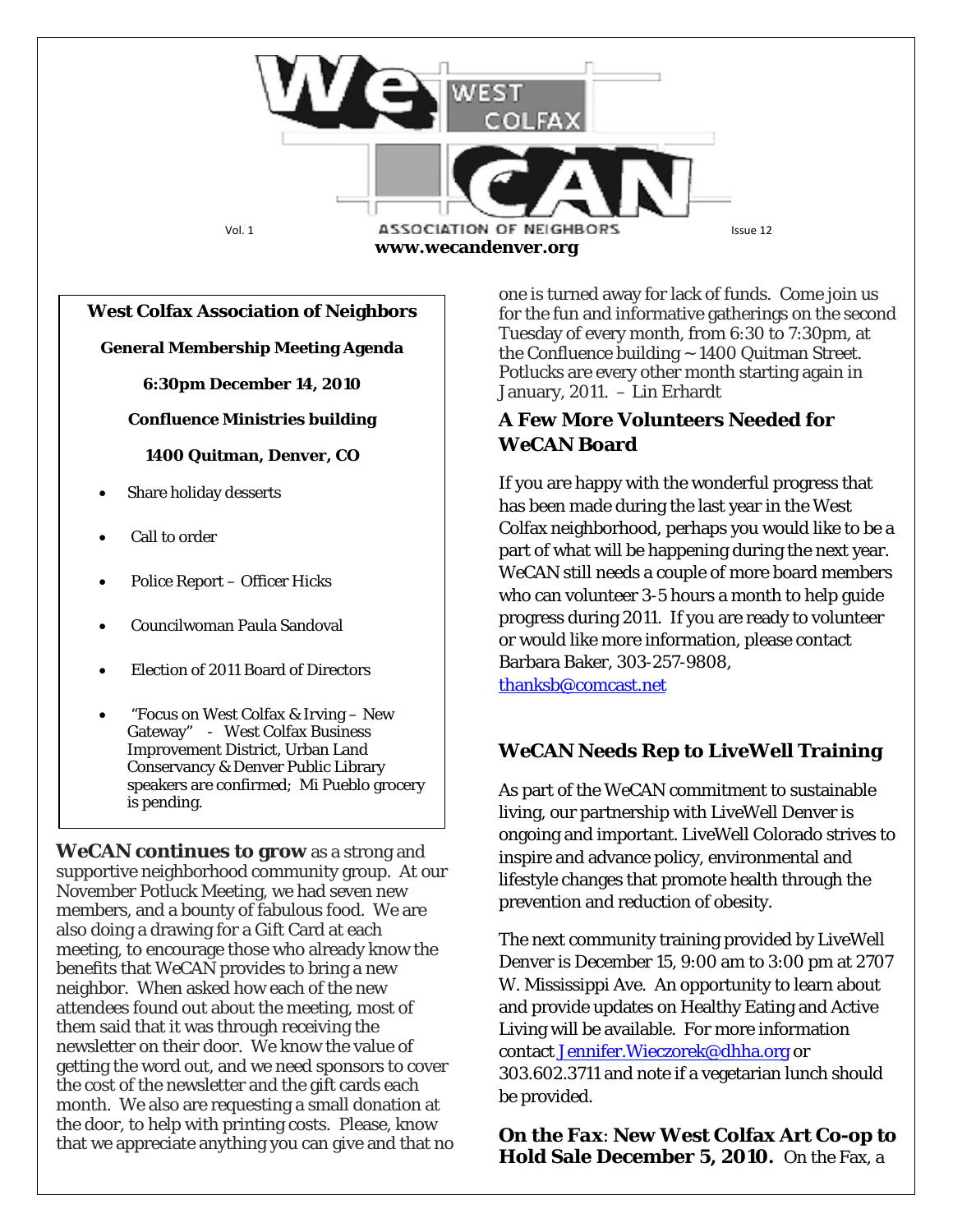# WeCAN West Colfax Association of Neighbors

Vol. 1 Issue 12

**www.wecandenver.org**

**West Colfax Association of Neighbors**

**General Membership Meeting Agenda**

**6:30pm December 14, 2010**

**Confluence Ministries building**

**1400 Quitman, Denver, CO**

- Share holiday desserts
- Call to order
- Police Report – Officer Hicks
- Councilwoman Paula Sandoval
- Election of 2011 Board of Directors
- "Focus on West Colfax & Irving – New Gateway" - West Colfax Business Improvement District, Urban Land Conservancy & Denver Public Library speakers are confirmed; Mi Pueblo grocery is pending.

**WeCAN continues to grow** as a strong and supportive neighborhood community group. At our November Potluck Meeting, we had seven new members, and a bounty of fabulous food. We are also doing a drawing for a Gift Card at each meeting, to encourage those who already know the benefits that WeCAN provides to bring a new neighbor. When asked how each of the new attendees found out about the meeting, most of them said that it was through receiving the newsletter on their door. We know the value of getting the word out, and we need sponsors to cover the cost of the newsletter and the gift cards each month. We also are requesting a small donation at the door, to help with printing costs. Please, know that we appreciate anything you can give and that no one is turned away for lack of funds. Come join us for the fun and informative gatherings on the second Tuesday of every month, from 6:30 to 7:30pm, at the Confluence building ~ 1400 Quitman Street. Potlucks are every other month starting again in January, 2011. – Lin Erhardt

## A Few More Volunteers Needed for WeCAN Board

If you are happy with the wonderful progress that has been made during the last year in the West Colfax neighborhood, perhaps you would like to be a part of what will be happening during the next year. WeCAN still needs a couple of more board members who can volunteer 3-5 hours a month to help guide progress during 2011. If you are ready to volunteer or would like more information, please contact Barbara Baker, 303-257-9808, thanksb@comcast.net

## WeCAN Needs Rep to LiveWell Training

As part of the WeCAN commitment to sustainable living, our partnership with LiveWell Denver is ongoing and important. LiveWell Colorado strives to inspire and advance policy, environmental and lifestyle changes that promote health through the prevention and reduction of obesity.

The next community training provided by LiveWell Denver is December 15, 9:00 am to 3:00 pm at 2707 W. Mississippi Ave. An opportunity to learn about and provide updates on Healthy Eating and Active Living will be available. For more information contact Jennifer.Wieczorek@dhha.org or 303.602.3711 and note if a vegetarian lunch should be provided.

**On the Fax**: **New West Colfax Art Co-op to Hold Sale December 5, 2010.** On the Fax, a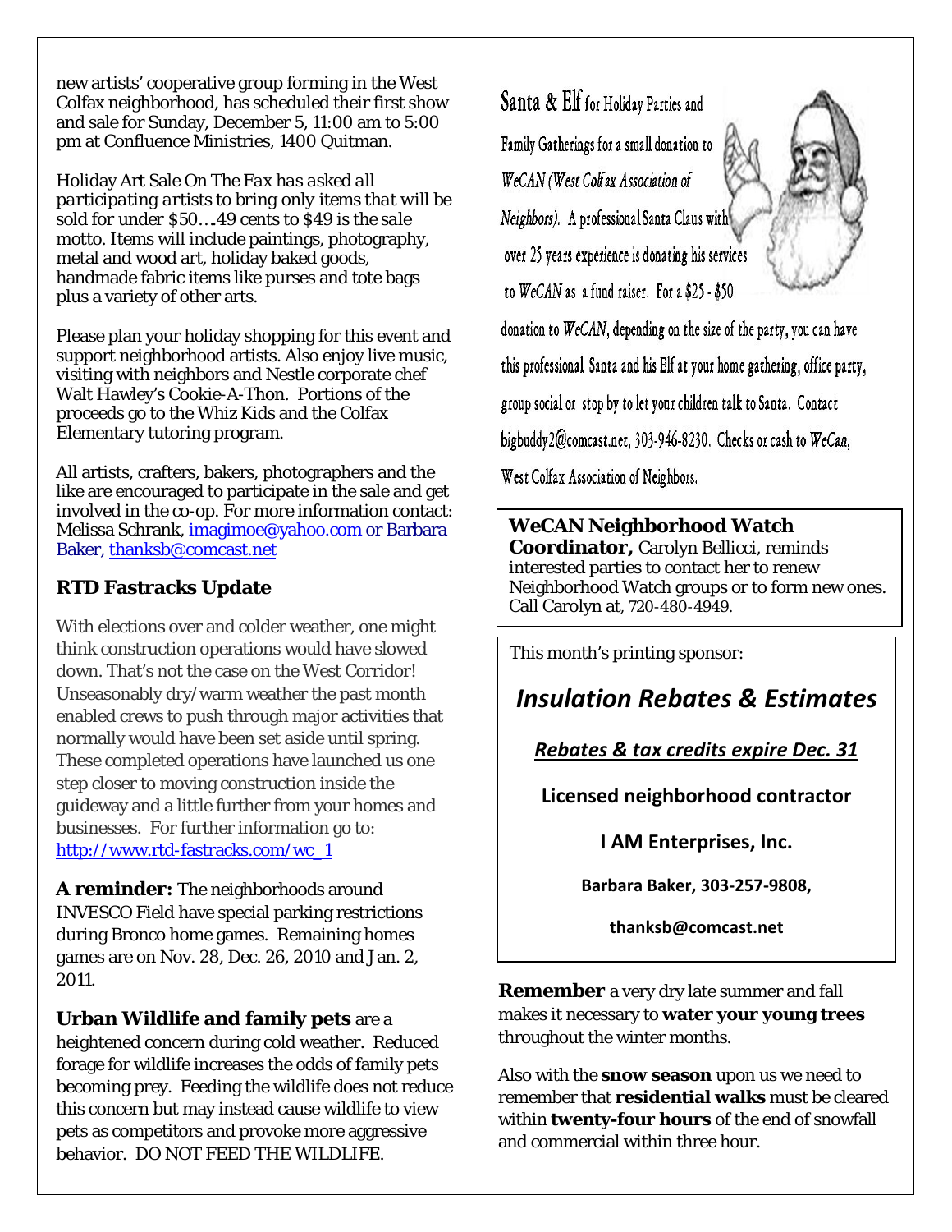new artists' cooperative group forming in the West Colfax neighborhood, has scheduled their first show and sale for Sunday, December 5, 11:00 am to 5:00 pm at Confluence Ministries, 1400 Quitman.

Holiday Art Sale *On The Fax has asked all participating artists to bring only items that will be* sold for under $50….49 cents to $49 is the sale motto. Items will include paintings, photography, metal and wood art, holiday baked goods, handmade fabric items like purses and tote bags plus a variety of other arts.

Please plan your holiday shopping for this event and support neighborhood artists. Also enjoy live music, visiting with neighbors and Nestle corporate chef Walt Hawley's Cookie-A-Thon. Portions of the proceeds go to the Whiz Kids and the Colfax Elementary tutoring program.

All artists, crafters, bakers, photographers and the like are encouraged to participate in the sale and get involved in the co-op. For more information contact: Melissa Schrank, imagimoe@yahoo.com or Barbara Baker, thanksb@comcast.net

## RTD Fastracks Update

With elections over and colder weather, one might think construction operations would have slowed down. That's not the case on the West Corridor! Unseasonably dry/warm weather the past month enabled crews to push through major activities that normally would have been set aside until spring. These completed operations have launched us one step closer to moving construction inside the guideway and a little further from your homes and businesses. For further information go to: http://www.rtd-fastracks.com/wc_1

**A reminder:** The neighborhoods around INVESCO Field have special parking restrictions during Bronco home games. Remaining homes games are on Nov. 28, Dec. 26, 2010 and Jan. 2, 2011.

**Urban Wildlife and family pets** are a heightened concern during cold weather. Reduced forage for wildlife increases the odds of family pets becoming prey. Feeding the wildlife does not reduce this concern but may instead cause wildlife to view pets as competitors and provoke more aggressive behavior. DO NOT FEED THE WILDLIFE.

Santa & Elf for Holiday Parties and Family Gatherings for a small donation to *WeCAN (West Colfax Association of Neighbors).* A professional Santa Claus with over 25 years experience is donating his services to *WeCAN* as a fund raiser. For a $25 - $50 donation to *WeCAN*, depending on the size of the party, you can have this professional Santa and his Elf at your home gathering, office party, group social or stop by to let your children talk to Santa. Contact bigbuddy2@comcast.net, 303-946-8230. Checks or cash to *WeCan*, West Colfax Association of Neighbors.

**WeCAN Neighborhood Watch Coordinator,** Carolyn Bellicci, reminds interested parties to contact her to renew Neighborhood Watch groups or to form new ones. Call Carolyn at, 720-480-4949.

This month's printing sponsor:

***Insulation Rebates & Estimates***

***Rebates & tax credits expire Dec. 31***

**Licensed neighborhood contractor**

**I AM Enterprises, Inc.**

**Barbara Baker, 303-257-9808,**

**thanksb@comcast.net**

**Remember** a very dry late summer and fall makes it necessary to **water your young trees** throughout the winter months.

Also with the **snow season** upon us we need to remember that **residential walks** must be cleared within **twenty-four hours** of the end of snowfall and commercial within three hour.